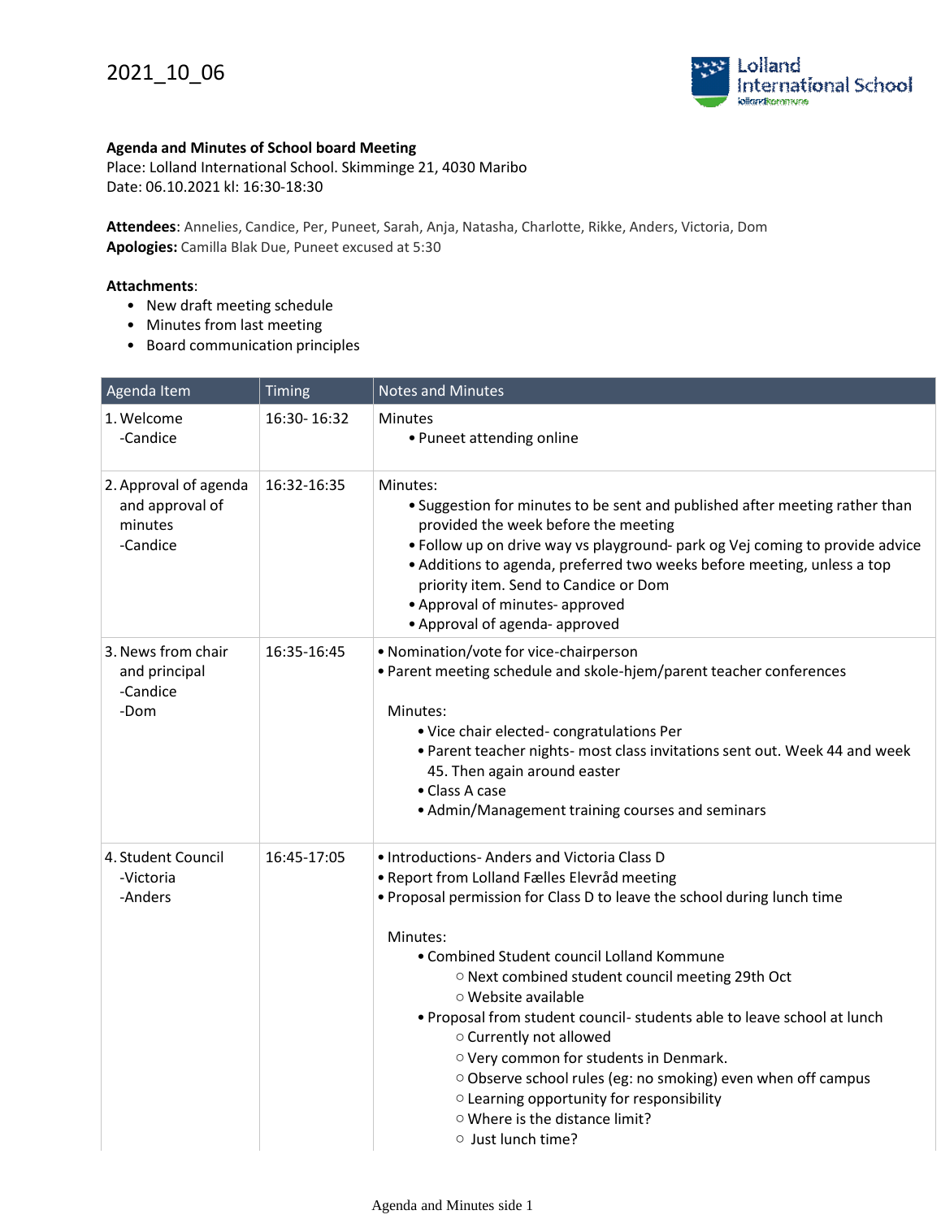2021_10_06

**Agenda and Minutes of School board Meeting**
Place: Lolland International School. Skimminge 21, 4030 Maribo
Date: 06.10.2021 kl: 16:30-18:30

**Attendees**: Annelies, Candice, Per, Puneet, Sarah, Anja, Natasha, Charlotte, Rikke, Anders, Victoria, Dom
**Apologies:** Camilla Blak Due, Puneet excused at 5:30

**Attachments**:

- New draft meeting schedule
- Minutes from last meeting
- Board communication principles

| Agenda Item | Timing | Notes and Minutes |
|---|---|---|
| 1. Welcome<br>-Candice | 16:30- 16:32 | Minutes<br>• Puneet attending online |
| 2. Approval of agenda and approval of minutes<br>-Candice | 16:32-16:35 | Minutes:<br>• Suggestion for minutes to be sent and published after meeting rather than provided the week before the meeting<br>• Follow up on drive way vs playground- park og Vej coming to provide advice<br>• Additions to agenda, preferred two weeks before meeting, unless a top priority item. Send to Candice or Dom<br>• Approval of minutes- approved<br>• Approval of agenda- approved |
| 3. News from chair and principal<br>-Candice<br>-Dom | 16:35-16:45 | • Nomination/vote for vice-chairperson<br>• Parent meeting schedule and skole-hjem/parent teacher conferences<br><br>Minutes:<br>• Vice chair elected- congratulations Per<br>• Parent teacher nights- most class invitations sent out. Week 44 and week 45. Then again around easter<br>• Class A case<br>• Admin/Management training courses and seminars |
| 4. Student Council<br>-Victoria<br>-Anders | 16:45-17:05 | • Introductions- Anders and Victoria Class D<br>• Report from Lolland Fælles Elevråd meeting<br>• Proposal permission for Class D to leave the school during lunch time<br><br>Minutes:<br>• Combined Student council Lolland Kommune<br>&nbsp;&nbsp;○ Next combined student council meeting 29th Oct<br>&nbsp;&nbsp;○ Website available<br>• Proposal from student council- students able to leave school at lunch<br>&nbsp;&nbsp;○ Currently not allowed<br>&nbsp;&nbsp;○ Very common for students in Denmark.<br>&nbsp;&nbsp;○ Observe school rules (eg: no smoking) even when off campus<br>&nbsp;&nbsp;○ Learning opportunity for responsibility<br>&nbsp;&nbsp;○ Where is the distance limit?<br>&nbsp;&nbsp;○ Just lunch time? |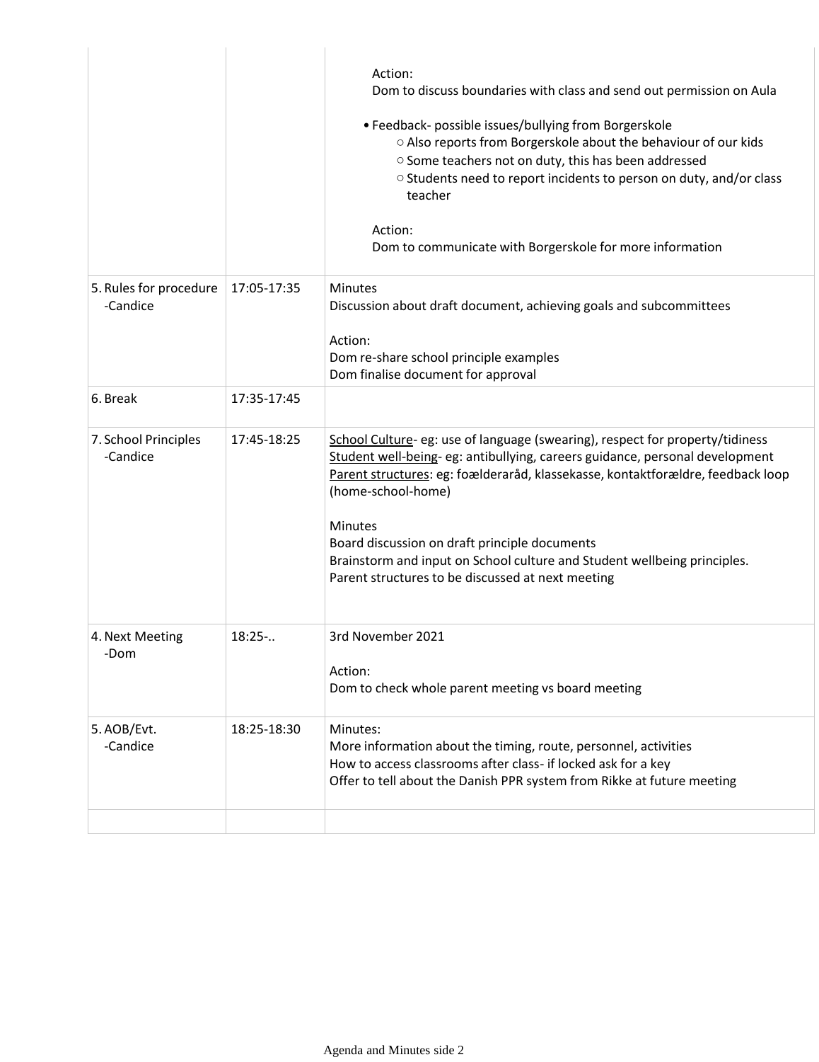| | | |
|---|---|---|
| | | Action:<br>Dom to discuss boundaries with class and send out permission on Aula<br><br>• Feedback- possible issues/bullying from Borgerskole<br>○ Also reports from Borgerskole about the behaviour of our kids<br>○ Some teachers not on duty, this has been addressed<br>○ Students need to report incidents to person on duty, and/or class teacher<br><br>Action:<br>Dom to communicate with Borgerskole for more information |
| 5. Rules for procedure<br>-Candice | 17:05-17:35 | Minutes<br>Discussion about draft document, achieving goals and subcommittees<br><br>Action:<br>Dom re-share school principle examples<br>Dom finalise document for approval |
| 6. Break | 17:35-17:45 | |
| 7. School Principles<br>-Candice | 17:45-18:25 | <u>School Culture</u>- eg: use of language (swearing), respect for property/tidiness<br><u>Student well-being</u>- eg: antibullying, careers guidance, personal development<br><u>Parent structures</u>: eg: foælderaråd, klassekasse, kontaktforældre, feedback loop (home-school-home)<br><br>Minutes<br>Board discussion on draft principle documents<br>Brainstorm and input on School culture and Student wellbeing principles.<br>Parent structures to be discussed at next meeting |
| 4. Next Meeting<br>-Dom | 18:25-.. | 3rd November 2021<br><br>Action:<br>Dom to check whole parent meeting vs board meeting |
| 5. AOB/Evt.<br>-Candice | 18:25-18:30 | Minutes:<br>More information about the timing, route, personnel, activities<br>How to access classrooms after class- if locked ask for a key<br>Offer to tell about the Danish PPR system from Rikke at future meeting |
| | | |